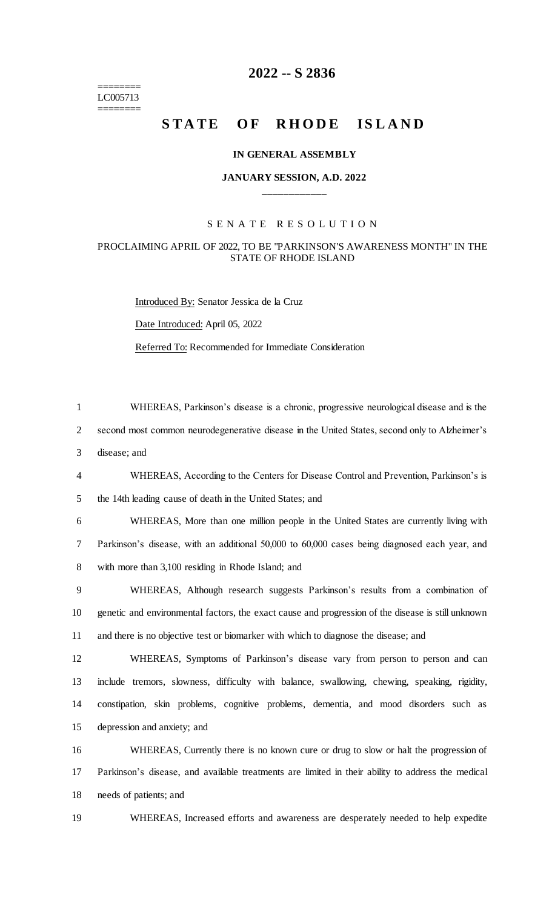========
LC005713
========

# 2022 -- S 2836

# STATE OF RHODE ISLAND

**IN GENERAL ASSEMBLY**

**JANUARY SESSION, A.D. 2022**

\_\_\_\_\_\_\_\_\_\_\_\_

S E N A T E   R E S O L U T I O N

PROCLAIMING APRIL OF 2022, TO BE "PARKINSON'S AWARENESS MONTH" IN THE STATE OF RHODE ISLAND

Introduced By: Senator Jessica de la Cruz

Date Introduced: April 05, 2022

Referred To: Recommended for Immediate Consideration

1 WHEREAS, Parkinson's disease is a chronic, progressive neurological disease and is the
2 second most common neurodegenerative disease in the United States, second only to Alzheimer's
3 disease; and
4 WHEREAS, According to the Centers for Disease Control and Prevention, Parkinson's is
5 the 14th leading cause of death in the United States; and
6 WHEREAS, More than one million people in the United States are currently living with
7 Parkinson's disease, with an additional 50,000 to 60,000 cases being diagnosed each year, and
8 with more than 3,100 residing in Rhode Island; and
9 WHEREAS, Although research suggests Parkinson's results from a combination of
10 genetic and environmental factors, the exact cause and progression of the disease is still unknown
11 and there is no objective test or biomarker with which to diagnose the disease; and
12 WHEREAS, Symptoms of Parkinson's disease vary from person to person and can
13 include tremors, slowness, difficulty with balance, swallowing, chewing, speaking, rigidity,
14 constipation, skin problems, cognitive problems, dementia, and mood disorders such as
15 depression and anxiety; and
16 WHEREAS, Currently there is no known cure or drug to slow or halt the progression of
17 Parkinson's disease, and available treatments are limited in their ability to address the medical
18 needs of patients; and
19 WHEREAS, Increased efforts and awareness are desperately needed to help expedite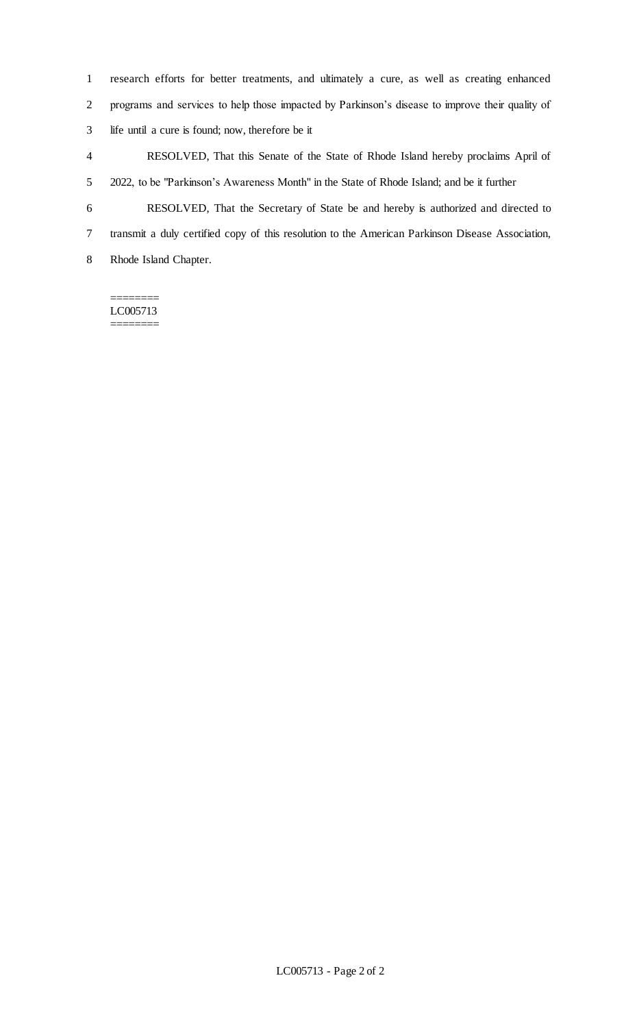research efforts for better treatments, and ultimately a cure, as well as creating enhanced programs and services to help those impacted by Parkinson's disease to improve their quality of life until a cure is found; now, therefore be it

RESOLVED, That this Senate of the State of Rhode Island hereby proclaims April of 2022, to be "Parkinson's Awareness Month" in the State of Rhode Island; and be it further

RESOLVED, That the Secretary of State be and hereby is authorized and directed to transmit a duly certified copy of this resolution to the American Parkinson Disease Association, Rhode Island Chapter.

========
LC005713
========